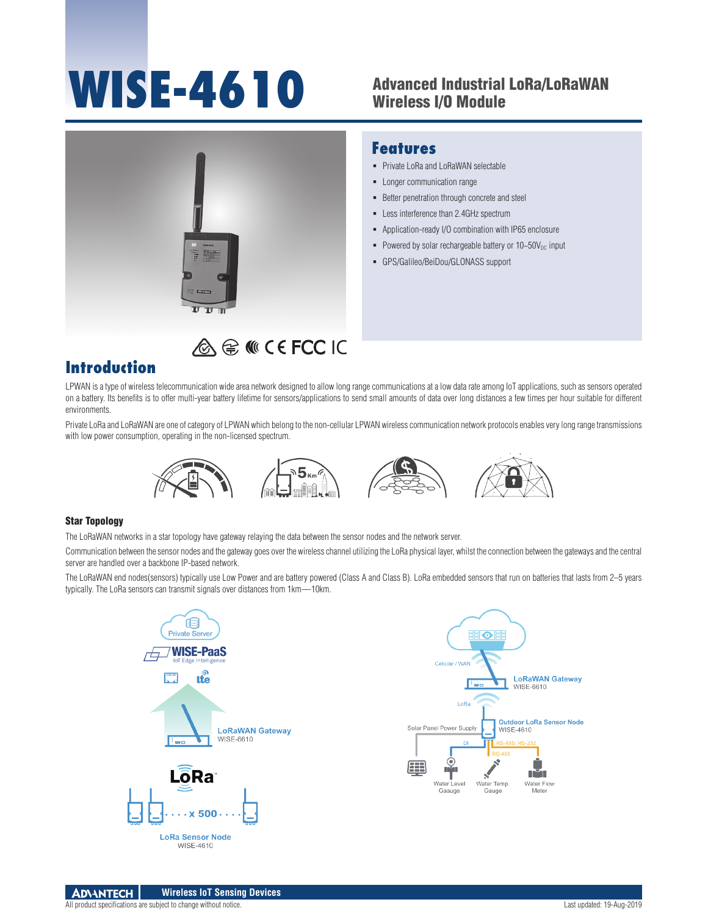# WISE-4610

## Advanced Industrial LoRa/LoRaWAN Wireless I/O Module

## Features

- Private LoRa and LoRaWAN selectable
- Longer communication range
- Better penetration through concrete and steel
- Less interference than 2.4GHz spectrum
- Application-ready I/O combination with IP65 enclosure
- Powered by solar rechargeable battery or 10~50$V_{DC}$ input
- GPS/Galileo/BeiDou/GLONASS support

## Introduction

LPWAN is a type of wireless telecommunication wide area network designed to allow long range communications at a low data rate among IoT applications, such as sensors operated on a battery. Its benefits is to offer multi-year battery lifetime for sensors/applications to send small amounts of data over long distances a few times per hour suitable for different environments.

Private LoRa and LoRaWAN are one of category of LPWAN which belong to the non-cellular LPWAN wireless communication network protocols enables very long range transmissions with low power consumption, operating in the non-licensed spectrum.

### Star Topology

The LoRaWAN networks in a star topology have gateway relaying the data between the sensor nodes and the network server.

Communication between the sensor nodes and the gateway goes over the wireless channel utilizing the LoRa physical layer, whilst the connection between the gateways and the central server are handled over a backbone IP-based network.

The LoRaWAN end nodes(sensors) typically use Low Power and are battery powered (Class A and Class B). LoRa embedded sensors that run on batteries that lasts from 2–5 years typically. The LoRa sensors can transmit signals over distances from 1km—10km.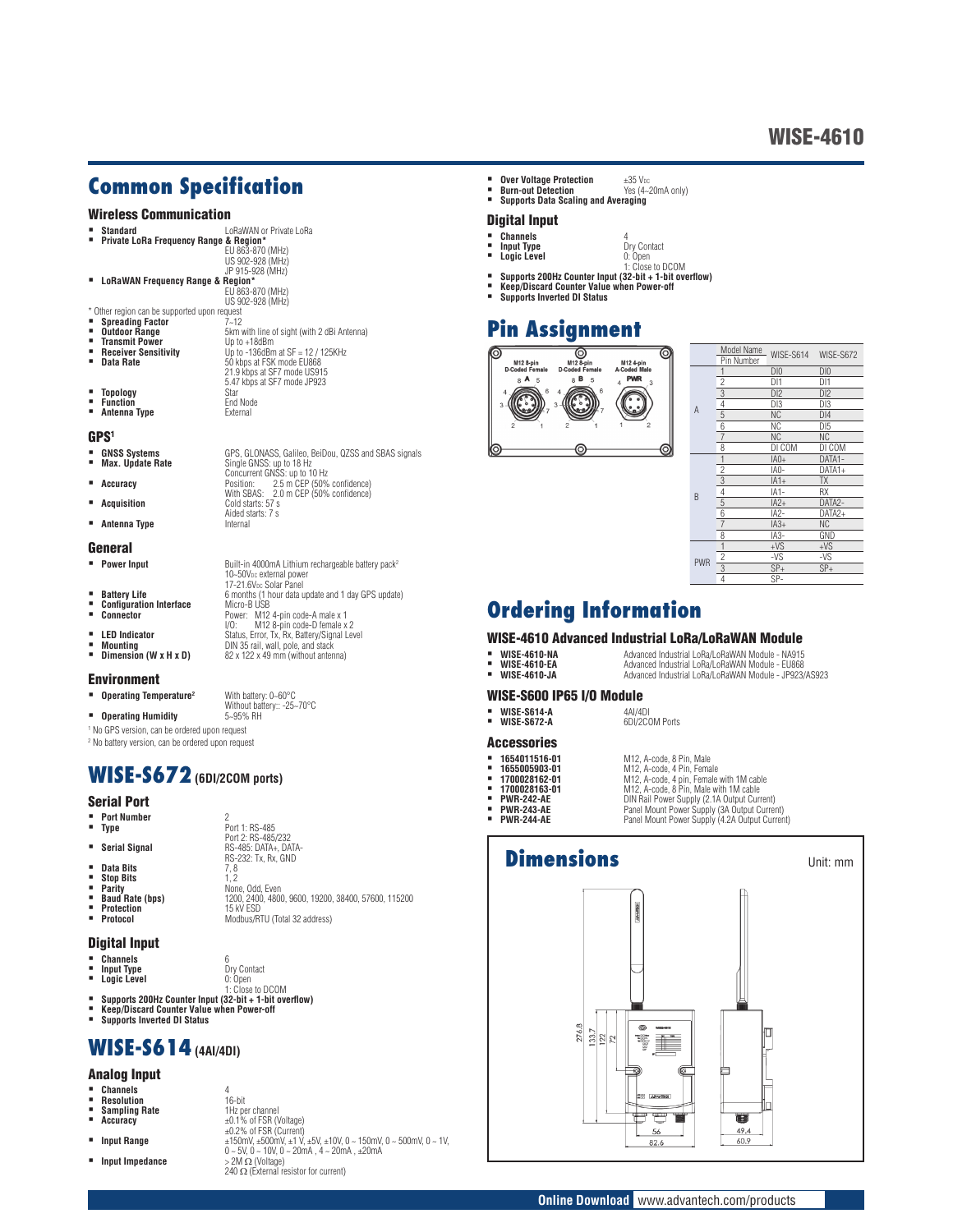# WISE-4610

## Common Specification

### Wireless Communication

- **Standard**: LoRaWAN or Private LoRa
- **Private LoRa Frequency Range & Region***: EU 863-870 (MHz), US 902-928 (MHz), JP 915-928 (MHz)
- **LoRaWAN Frequency Range & Region***: EU 863-870 (MHz), US 902-928 (MHz)

\* Other region can be supported upon request

- **Spreading Factor**: 7~12
- **Outdoor Range**: 5km with line of sight (with 2 dBi Antenna)
- **Transmit Power**: Up to +18dBm
- **Receiver Sensitivity**: Up to -136dBm at SF = 12 / 125KHz
- **Data Rate**: 50 kbps at FSK mode EU868; 21.9 kbps at SF7 mode US915; 5.47 kbps at SF7 mode JP923
- **Topology**: Star
- **Function**: End Node
- **Antenna Type**: External

### GPS[1]

- **GNSS Systems**: GPS, GLONASS, Galileo, BeiDou, QZSS and SBAS signals
- **Max. Update Rate**: Single GNSS: up to 18 Hz; Concurrent GNSS: up to 10 Hz
- **Accuracy**: Position: 2.5 m CEP (50% confidence); With SBAS: 2.0 m CEP (50% confidence)
- **Acquisition**: Cold starts: 57 s; Aided starts: 7 s
- **Antenna Type**: Internal

### General

- **Power Input**: Built-in 4000mA Lithium rechargeable battery pack[2]; 10~50V$_{DC}$ external power; 17-21.6V$_{DC}$ Solar Panel
- **Battery Life**: 6 months (1 hour data update and 1 day GPS update)
- **Configuration Interface**: Micro-B USB
- **Connector**: Power: M12 4-pin code-A male x 1; I/O: M12 8-pin code-D female x 2
- **LED Indicator**: Status, Error, Tx, Rx, Battery/Signal Level
- **Mounting**: DIN 35 rail, wall, pole, and stack
- **Dimension (W x H x D)**: 82 x 122 x 49 mm (without antenna)

### Environment

- **Operating Temperature[2]**: With battery: 0~60°C; Without battery:: -25~70°C
- **Operating Humidity**: 5~95% RH

[1] No GPS version, can be ordered upon request
[2] No battery version, can be ordered upon request

## WISE-S672 (6DI/2COM ports)

### Serial Port

- **Port Number**: 2
- **Type**: Port 1: RS-485; Port 2: RS-485/232
- **Serial Signal**: RS-485: DATA+, DATA-; RS-232: Tx, Rx, GND
- **Data Bits**: 7, 8
- **Stop Bits**: 1, 2
- **Parity**: None, Odd, Even
- **Baud Rate (bps)**: 1200, 2400, 4800, 9600, 19200, 38400, 57600, 115200
- **Protection**: 15 kV ESD
- **Protocol**: Modbus/RTU (Total 32 address)

### Digital Input

- **Channels**: 6
- **Input Type**: Dry Contact
- **Logic Level**: 0: Open; 1: Close to DCOM
- **Supports 200Hz Counter Input (32-bit + 1-bit overflow)**
- **Keep/Discard Counter Value when Power-off**
- **Supports Inverted DI Status**

## WISE-S614 (4AI/4DI)

### Analog Input

- **Channels**: 4
- **Resolution**: 16-bit
- **Sampling Rate**: 1Hz per channel
- **Accuracy**: ±0.1% of FSR (Voltage); ±0.2% of FSR (Current)
- **Input Range**: ±150mV, ±500mV, ±1 V, ±5V, ±10V, 0 ~ 150mV, 0 ~ 500mV, 0 ~ 1V, 0 ~ 5V, 0 ~ 10V, 0 ~ 20mA , 4 ~ 20mA , ±20mA
- **Input Impedance**: > 2M Ω (Voltage); 240 Ω (External resistor for current)
- **Over Voltage Protection**: ±35 V$_{DC}$
- **Burn-out Detection**: Yes (4~20mA only)
- **Supports Data Scaling and Averaging**

### Digital Input

- **Channels**: 4
- **Input Type**: Dry Contact
- **Logic Level**: 0: Open; 1: Close to DCOM
- **Supports 200Hz Counter Input (32-bit + 1-bit overflow)**
- **Keep/Discard Counter Value when Power-off**
- **Supports Inverted DI Status**

## Pin Assignment

M12 8-pin D-Coded Female (A) | M12 8-pin D-Coded Female (B) | M12 4-pin A-Coded Male (PWR)

| | Model Name / Pin Number | WISE-S614 | WISE-S672 |
|---|---|---|---|
| A | 1 | DI0 | DI0 |
| | 2 | DI1 | DI1 |
| | 3 | DI2 | DI2 |
| | 4 | DI3 | DI3 |
| | 5 | NC | DI4 |
| | 6 | NC | DI5 |
| | 7 | NC | NC |
| | 8 | DI COM | DI COM |
| B | 1 | IA0+ | DATA1- |
| | 2 | IA0- | DATA1+ |
| | 3 | IA1+ | TX |
| | 4 | IA1- | RX |
| | 5 | IA2+ | DATA2- |
| | 6 | IA2- | DATA2+ |
| | 7 | IA3+ | NC |
| | 8 | IA3- | GND |
| PWR | 1 | +VS | +VS |
| | 2 | -VS | -VS |
| | 3 | SP+ | SP+ |
| | 4 | SP- | |

## Ordering Information

### WISE-4610 Advanced Industrial LoRa/LoRaWAN Module

- **WISE-4610-NA**: Advanced Industrial LoRa/LoRaWAN Module - NA915
- **WISE-4610-EA**: Advanced Industrial LoRa/LoRaWAN Module - EU868
- **WISE-4610-JA**: Advanced Industrial LoRa/LoRaWAN Module - JP923/AS923

### WISE-S600 IP65 I/O Module

- **WISE-S614-A**: 4AI/4DI
- **WISE-S672-A**: 6DI/2COM Ports

### Accessories

- **1654011516-01**: M12, A-code, 8 Pin, Male
- **1655005903-01**: M12, A-code, 4 Pin, Female
- **1700028162-01**: M12, A-code, 4 pin, Female with 1M cable
- **1700028163-01**: M12, A-code, 8 Pin, Male with 1M cable
- **PWR-242-AE**: DIN Rail Power Supply (2.1A Output Current)
- **PWR-243-AE**: Panel Mount Power Supply (3A Output Current)
- **PWR-244-AE**: Panel Mount Power Supply (4.2A Output Current)

## Dimensions

Unit: mm

276.8
133.7
122
72
56
82.6
49.4
60.9